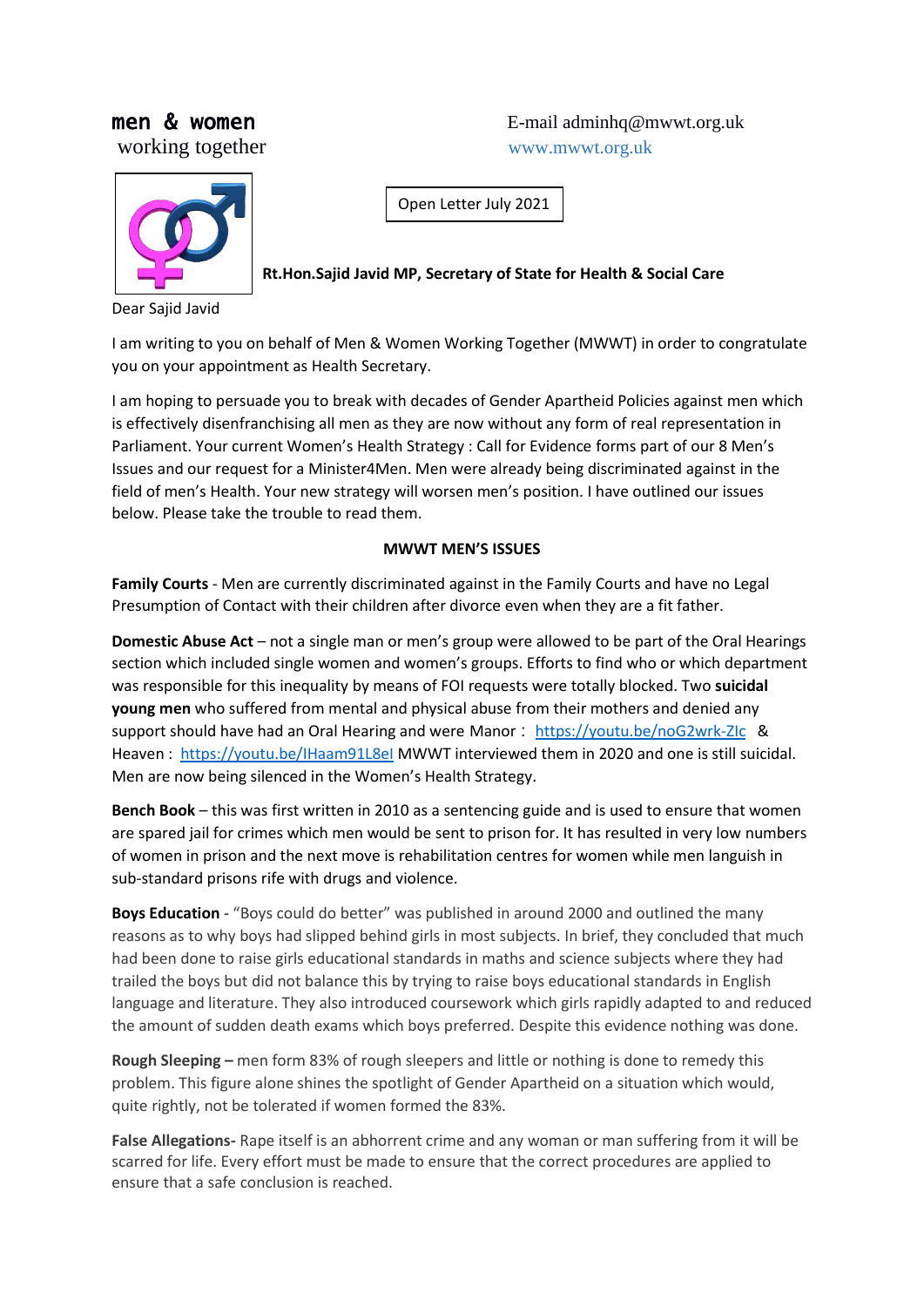**men & women**
working together

E-mail adminhq@mwwt.org.uk
www.mwwt.org.uk

Open Letter July 2021

**Rt.Hon.Sajid Javid MP, Secretary of State for Health & Social Care**

Dear Sajid Javid

I am writing to you on behalf of Men & Women Working Together (MWWT) in order to congratulate you on your appointment as Health Secretary.

I am hoping to persuade you to break with decades of Gender Apartheid Policies against men which is effectively disenfranchising all men as they are now without any form of real representation in Parliament. Your current Women's Health Strategy : Call for Evidence forms part of our 8 Men's Issues and our request for a Minister4Men. Men were already being discriminated against in the field of men's Health. Your new strategy will worsen men's position. I have outlined our issues below. Please take the trouble to read them.

**MWWT MEN'S ISSUES**

**Family Courts** - Men are currently discriminated against in the Family Courts and have no Legal Presumption of Contact with their children after divorce even when they are a fit father.

**Domestic Abuse Act** – not a single man or men's group were allowed to be part of the Oral Hearings section which included single women and women's groups. Efforts to find who or which department was responsible for this inequality by means of FOI requests were totally blocked. Two **suicidal young men** who suffered from mental and physical abuse from their mothers and denied any support should have had an Oral Hearing and were Manor : https://youtu.be/noG2wrk-ZIc & Heaven : https://youtu.be/IHaam91L8eI MWWT interviewed them in 2020 and one is still suicidal. Men are now being silenced in the Women's Health Strategy.

**Bench Book** – this was first written in 2010 as a sentencing guide and is used to ensure that women are spared jail for crimes which men would be sent to prison for. It has resulted in very low numbers of women in prison and the next move is rehabilitation centres for women while men languish in sub-standard prisons rife with drugs and violence.

**Boys Education** - "Boys could do better" was published in around 2000 and outlined the many reasons as to why boys had slipped behind girls in most subjects. In brief, they concluded that much had been done to raise girls educational standards in maths and science subjects where they had trailed the boys but did not balance this by trying to raise boys educational standards in English language and literature. They also introduced coursework which girls rapidly adapted to and reduced the amount of sudden death exams which boys preferred. Despite this evidence nothing was done.

**Rough Sleeping –** men form 83% of rough sleepers and little or nothing is done to remedy this problem. This figure alone shines the spotlight of Gender Apartheid on a situation which would, quite rightly, not be tolerated if women formed the 83%.

**False Allegations-** Rape itself is an abhorrent crime and any woman or man suffering from it will be scarred for life. Every effort must be made to ensure that the correct procedures are applied to ensure that a safe conclusion is reached.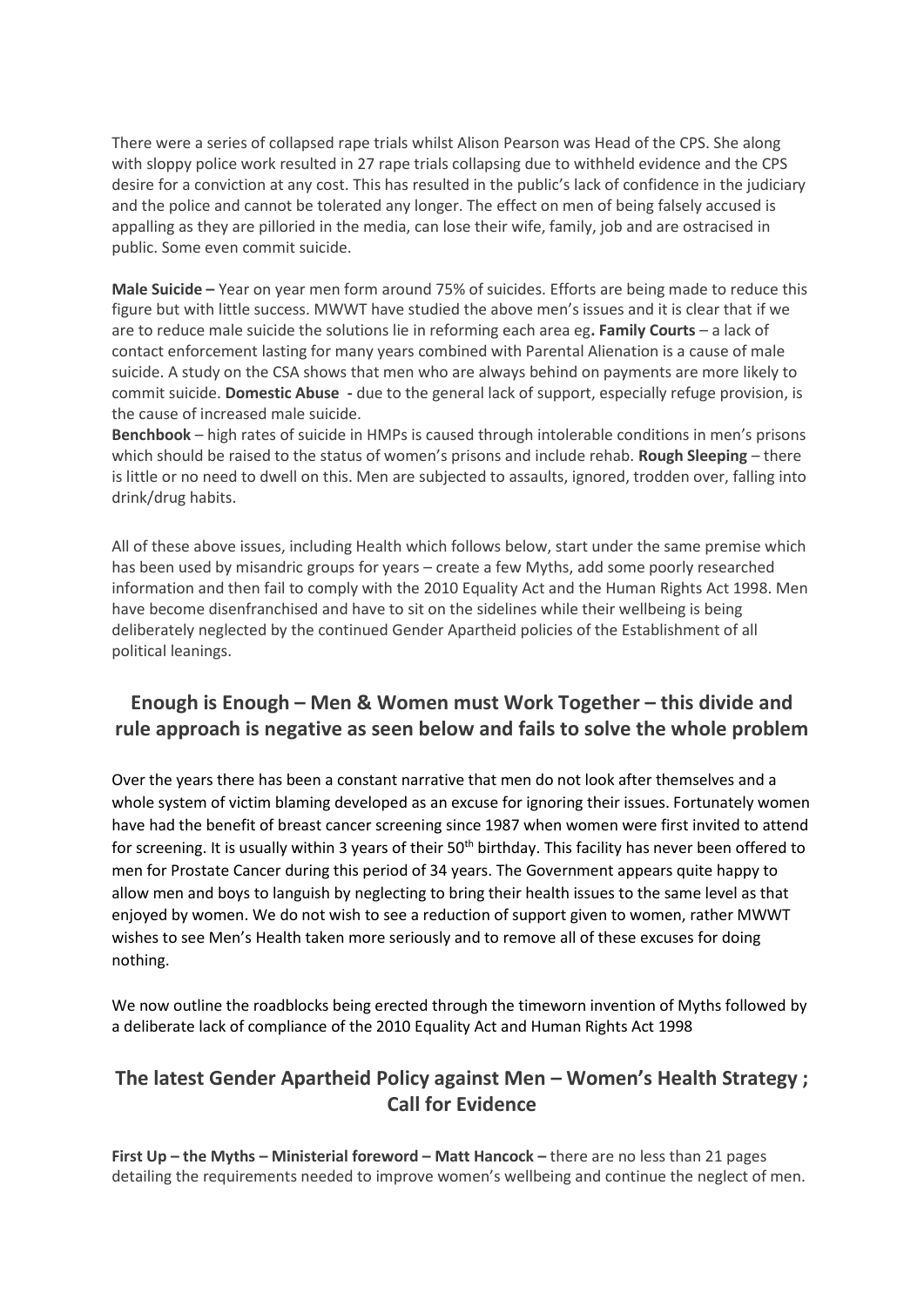There were a series of collapsed rape trials whilst Alison Pearson was Head of the CPS. She along with sloppy police work resulted in 27 rape trials collapsing due to withheld evidence and the CPS desire for a conviction at any cost. This has resulted in the public's lack of confidence in the judiciary and the police and cannot be tolerated any longer. The effect on men of being falsely accused is appalling as they are pilloried in the media, can lose their wife, family, job and are ostracised in public. Some even commit suicide.

**Male Suicide –** Year on year men form around 75% of suicides. Efforts are being made to reduce this figure but with little success. MWWT have studied the above men's issues and it is clear that if we are to reduce male suicide the solutions lie in reforming each area eg**. Family Courts** – a lack of contact enforcement lasting for many years combined with Parental Alienation is a cause of male suicide. A study on the CSA shows that men who are always behind on payments are more likely to commit suicide. **Domestic Abuse -** due to the general lack of support, especially refuge provision, is the cause of increased male suicide.
**Benchbook** – high rates of suicide in HMPs is caused through intolerable conditions in men's prisons which should be raised to the status of women's prisons and include rehab. **Rough Sleeping** – there is little or no need to dwell on this. Men are subjected to assaults, ignored, trodden over, falling into drink/drug habits.

All of these above issues, including Health which follows below, start under the same premise which has been used by misandric groups for years – create a few Myths, add some poorly researched information and then fail to comply with the 2010 Equality Act and the Human Rights Act 1998. Men have become disenfranchised and have to sit on the sidelines while their wellbeing is being deliberately neglected by the continued Gender Apartheid policies of the Establishment of all political leanings.

## Enough is Enough – Men & Women must Work Together – this divide and rule approach is negative as seen below and fails to solve the whole problem

Over the years there has been a constant narrative that men do not look after themselves and a whole system of victim blaming developed as an excuse for ignoring their issues. Fortunately women have had the benefit of breast cancer screening since 1987 when women were first invited to attend for screening. It is usually within 3 years of their 50th birthday. This facility has never been offered to men for Prostate Cancer during this period of 34 years. The Government appears quite happy to allow men and boys to languish by neglecting to bring their health issues to the same level as that enjoyed by women. We do not wish to see a reduction of support given to women, rather MWWT wishes to see Men's Health taken more seriously and to remove all of these excuses for doing nothing.

We now outline the roadblocks being erected through the timeworn invention of Myths followed by a deliberate lack of compliance of the 2010 Equality Act and Human Rights Act 1998

## The latest Gender Apartheid Policy against Men – Women's Health Strategy ; Call for Evidence

**First Up – the Myths – Ministerial foreword – Matt Hancock –** there are no less than 21 pages detailing the requirements needed to improve women's wellbeing and continue the neglect of men.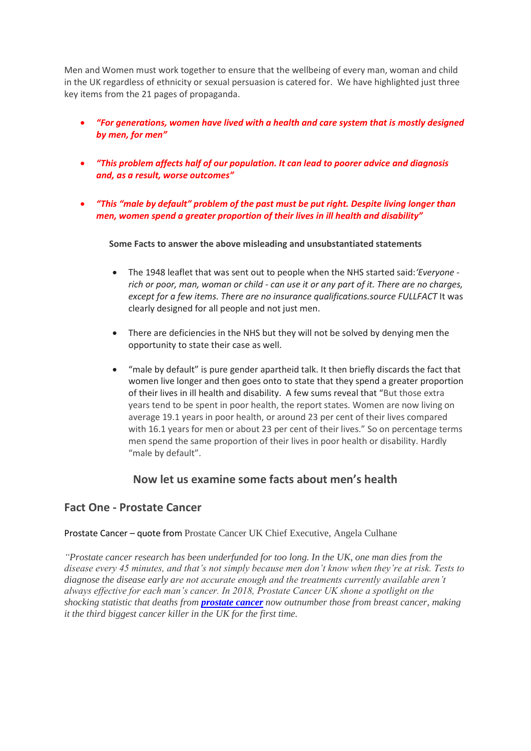Men and Women must work together to ensure that the wellbeing of every man, woman and child in the UK regardless of ethnicity or sexual persuasion is catered for. We have highlighted just three key items from the 21 pages of propaganda.

- ***"For generations, women have lived with a health and care system that is mostly designed by men, for men"***
- ***"This problem affects half of our population. It can lead to poorer advice and diagnosis and, as a result, worse outcomes"***
- ***"This "male by default" problem of the past must be put right. Despite living longer than men, women spend a greater proportion of their lives in ill health and disability"***

**Some Facts to answer the above misleading and unsubstantiated statements**

- The 1948 leaflet that was sent out to people when the NHS started said: *'Everyone - rich or poor, man, woman or child - can use it or any part of it. There are no charges, except for a few items. There are no insurance qualifications.source FULLFACT* It was clearly designed for all people and not just men.
- There are deficiencies in the NHS but they will not be solved by denying men the opportunity to state their case as well.
- "male by default" is pure gender apartheid talk. It then briefly discards the fact that women live longer and then goes onto to state that they spend a greater proportion of their lives in ill health and disability. A few sums reveal that "But those extra years tend to be spent in poor health, the report states. Women are now living on average 19.1 years in poor health, or around 23 per cent of their lives compared with 16.1 years for men or about 23 per cent of their lives." So on percentage terms men spend the same proportion of their lives in poor health or disability. Hardly "male by default".

## Now let us examine some facts about men's health

### Fact One - Prostate Cancer

Prostate Cancer – quote from Prostate Cancer UK Chief Executive, Angela Culhane

*"Prostate cancer research has been underfunded for too long. In the UK, one man dies from the disease every 45 minutes, and that's not simply because men don't know when they're at risk. Tests to diagnose the disease early are not accurate enough and the treatments currently available aren't always effective for each man's cancer. In 2018, Prostate Cancer UK shone a spotlight on the shocking statistic that deaths from **prostate cancer** now outnumber those from breast cancer, making it the third biggest cancer killer in the UK for the first time.*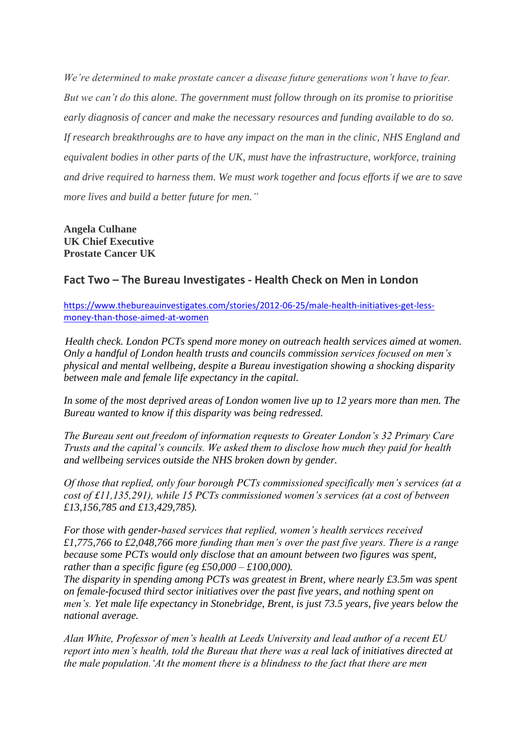*We're determined to make prostate cancer a disease future generations won't have to fear. But we can't do this alone. The government must follow through on its promise to prioritise early diagnosis of cancer and make the necessary resources and funding available to do so. If research breakthroughs are to have any impact on the man in the clinic, NHS England and equivalent bodies in other parts of the UK, must have the infrastructure, workforce, training and drive required to harness them. We must work together and focus efforts if we are to save more lives and build a better future for men."*

**Angela Culhane**
**UK Chief Executive**
**Prostate Cancer UK**

## Fact Two – The Bureau Investigates - Health Check on Men in London

[https://www.thebureauinvestigates.com/stories/2012-06-25/male-health-initiatives-get-less-money-than-those-aimed-at-women](https://www.thebureauinvestigates.com/stories/2012-06-25/male-health-initiatives-get-less-money-than-those-aimed-at-women)

*Health check. London PCTs spend more money on outreach health services aimed at women. Only a handful of London health trusts and councils commission services focused on men's physical and mental wellbeing, despite a Bureau investigation showing a shocking disparity between male and female life expectancy in the capital.*

*In some of the most deprived areas of London women live up to 12 years more than men. The Bureau wanted to know if this disparity was being redressed.*

*The Bureau sent out freedom of information requests to Greater London's 32 Primary Care Trusts and the capital's councils. We asked them to disclose how much they paid for health and wellbeing services outside the NHS broken down by gender.*

*Of those that replied, only four borough PCTs commissioned specifically men's services (at a cost of £11,135,291), while 15 PCTs commissioned women's services (at a cost of between £13,156,785 and £13,429,785).*

*For those with gender-based services that replied, women's health services received £1,775,766 to £2,048,766 more funding than men's over the past five years. There is a range because some PCTs would only disclose that an amount between two figures was spent, rather than a specific figure (eg £50,000 – £100,000).*
*The disparity in spending among PCTs was greatest in Brent, where nearly £3.5m was spent on female-focused third sector initiatives over the past five years, and nothing spent on men's. Yet male life expectancy in Stonebridge, Brent, is just 73.5 years, five years below the national average.*

*Alan White, Professor of men's health at Leeds University and lead author of a recent EU report into men's health, told the Bureau that there was a real lack of initiatives directed at the male population.'At the moment there is a blindness to the fact that there are men*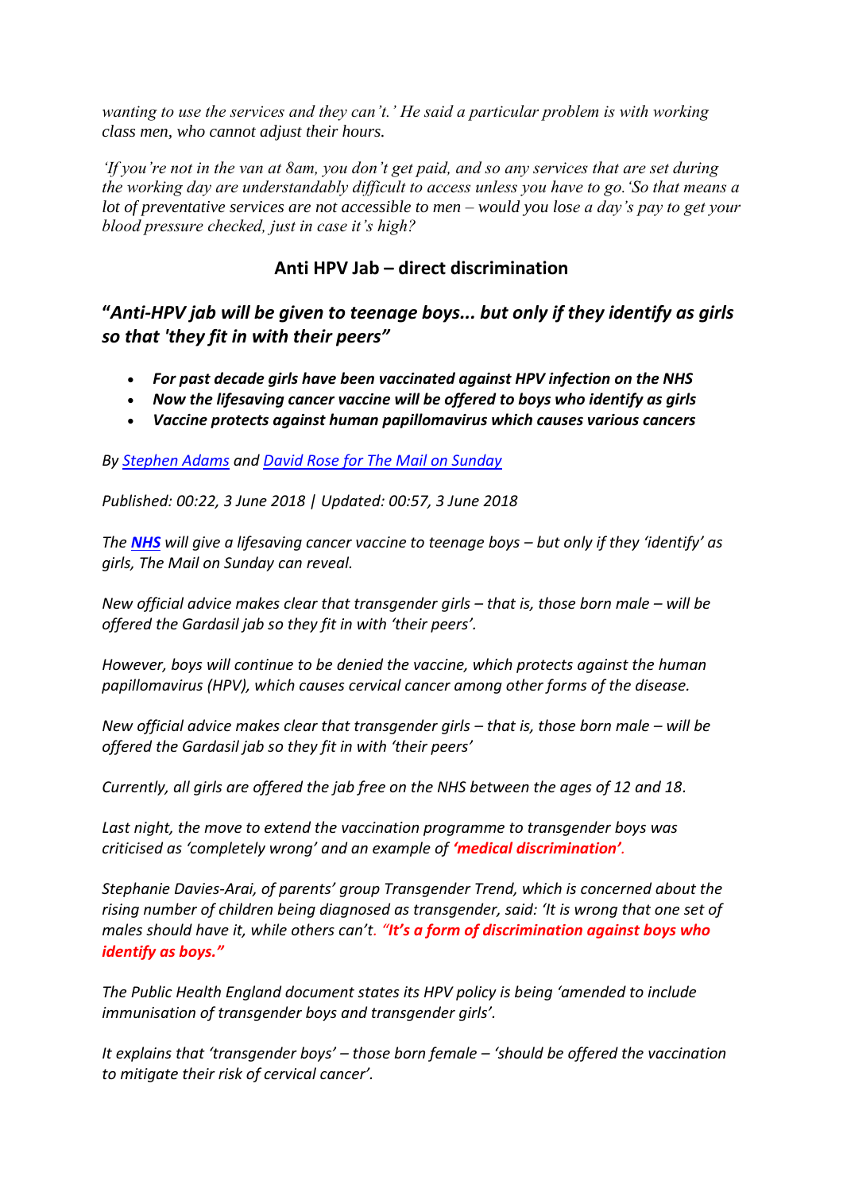*wanting to use the services and they can't.' He said a particular problem is with working class men, who cannot adjust their hours.*

*'If you're not in the van at 8am, you don't get paid, and so any services that are set during the working day are understandably difficult to access unless you have to go.'So that means a lot of preventative services are not accessible to men – would you lose a day's pay to get your blood pressure checked, just in case it's high?*

## Anti HPV Jab – direct discrimination

### "*Anti-HPV jab will be given to teenage boys... but only if they identify as girls so that 'they fit in with their peers*"

- ***For past decade girls have been vaccinated against HPV infection on the NHS***
- ***Now the lifesaving cancer vaccine will be offered to boys who identify as girls***
- ***Vaccine protects against human papillomavirus which causes various cancers***

*By Stephen Adams and David Rose for The Mail on Sunday*

*Published: 00:22, 3 June 2018 | Updated: 00:57, 3 June 2018*

*The **NHS** will give a lifesaving cancer vaccine to teenage boys – but only if they 'identify' as girls, The Mail on Sunday can reveal.*

*New official advice makes clear that transgender girls – that is, those born male – will be offered the Gardasil jab so they fit in with 'their peers'.*

*However, boys will continue to be denied the vaccine, which protects against the human papillomavirus (HPV), which causes cervical cancer among other forms of the disease.*

*New official advice makes clear that transgender girls – that is, those born male – will be offered the Gardasil jab so they fit in with 'their peers'*

*Currently, all girls are offered the jab free on the NHS between the ages of 12 and 18.*

*Last night, the move to extend the vaccination programme to transgender boys was criticised as 'completely wrong' and an example of **'medical discrimination'**.*

*Stephanie Davies-Arai, of parents' group Transgender Trend, which is concerned about the rising number of children being diagnosed as transgender, said: 'It is wrong that one set of males should have it, while others can't. **"It's a form of discrimination against boys who identify as boys."***

*The Public Health England document states its HPV policy is being 'amended to include immunisation of transgender boys and transgender girls'.*

*It explains that 'transgender boys' – those born female – 'should be offered the vaccination to mitigate their risk of cervical cancer'.*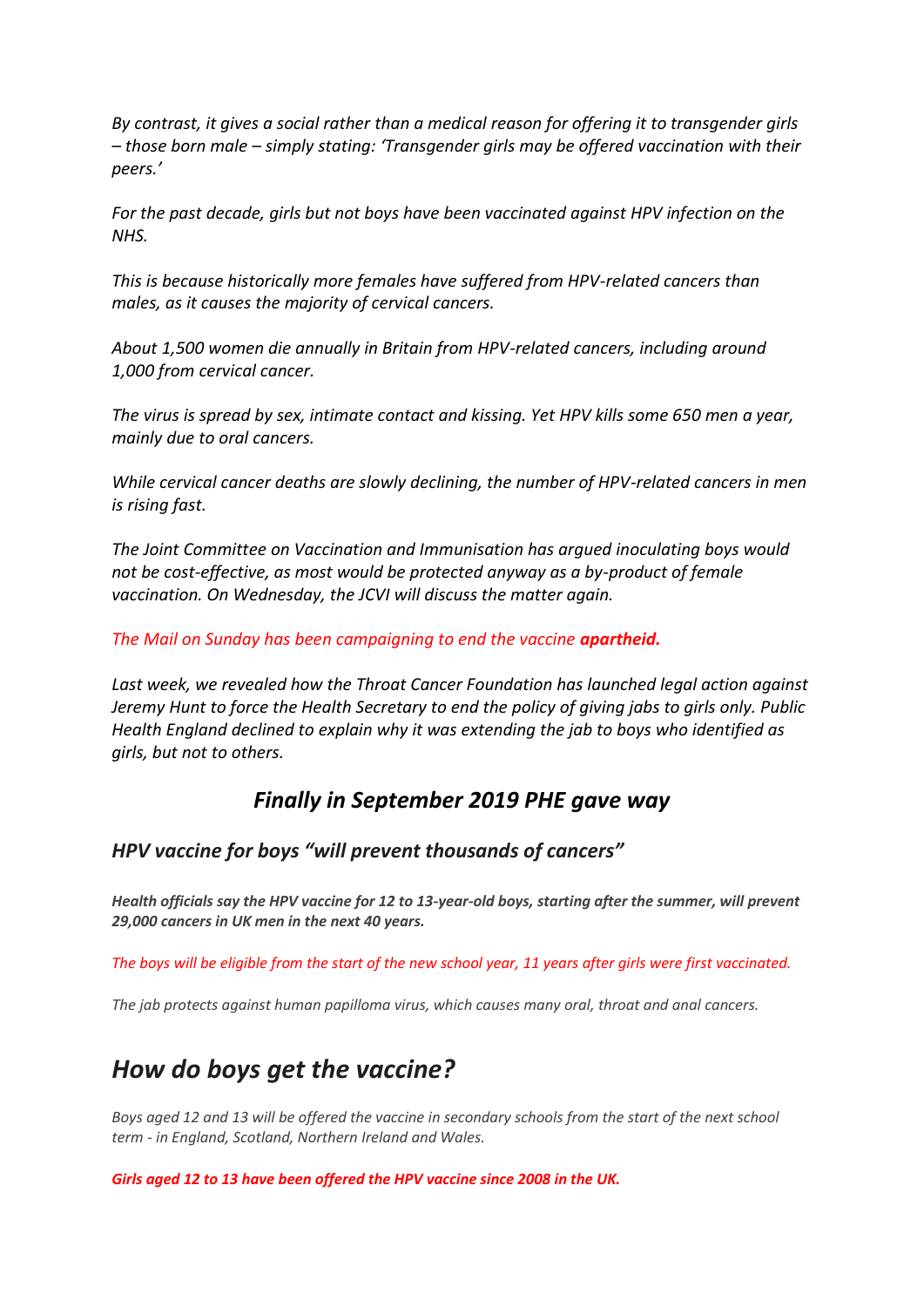*By contrast, it gives a social rather than a medical reason for offering it to transgender girls – those born male – simply stating: 'Transgender girls may be offered vaccination with their peers.'*

*For the past decade, girls but not boys have been vaccinated against HPV infection on the NHS.*

*This is because historically more females have suffered from HPV-related cancers than males, as it causes the majority of cervical cancers.*

*About 1,500 women die annually in Britain from HPV-related cancers, including around 1,000 from cervical cancer.*

*The virus is spread by sex, intimate contact and kissing. Yet HPV kills some 650 men a year, mainly due to oral cancers.*

*While cervical cancer deaths are slowly declining, the number of HPV-related cancers in men is rising fast.*

*The Joint Committee on Vaccination and Immunisation has argued inoculating boys would not be cost-effective, as most would be protected anyway as a by-product of female vaccination. On Wednesday, the JCVI will discuss the matter again.*

*The Mail on Sunday has been campaigning to end the vaccine* ***apartheid.***

*Last week, we revealed how the Throat Cancer Foundation has launched legal action against Jeremy Hunt to force the Health Secretary to end the policy of giving jabs to girls only. Public Health England declined to explain why it was extending the jab to boys who identified as girls, but not to others.*

## *Finally in September 2019 PHE gave way*

### *HPV vaccine for boys "will prevent thousands of cancers"*

***Health officials say the HPV vaccine for 12 to 13-year-old boys, starting after the summer, will prevent 29,000 cancers in UK men in the next 40 years.***

*The boys will be eligible from the start of the new school year, 11 years after girls were first vaccinated.*

*The jab protects against human papilloma virus, which causes many oral, throat and anal cancers.*

# *How do boys get the vaccine?*

*Boys aged 12 and 13 will be offered the vaccine in secondary schools from the start of the next school term - in England, Scotland, Northern Ireland and Wales.*

***Girls aged 12 to 13 have been offered the HPV vaccine since 2008 in the UK.***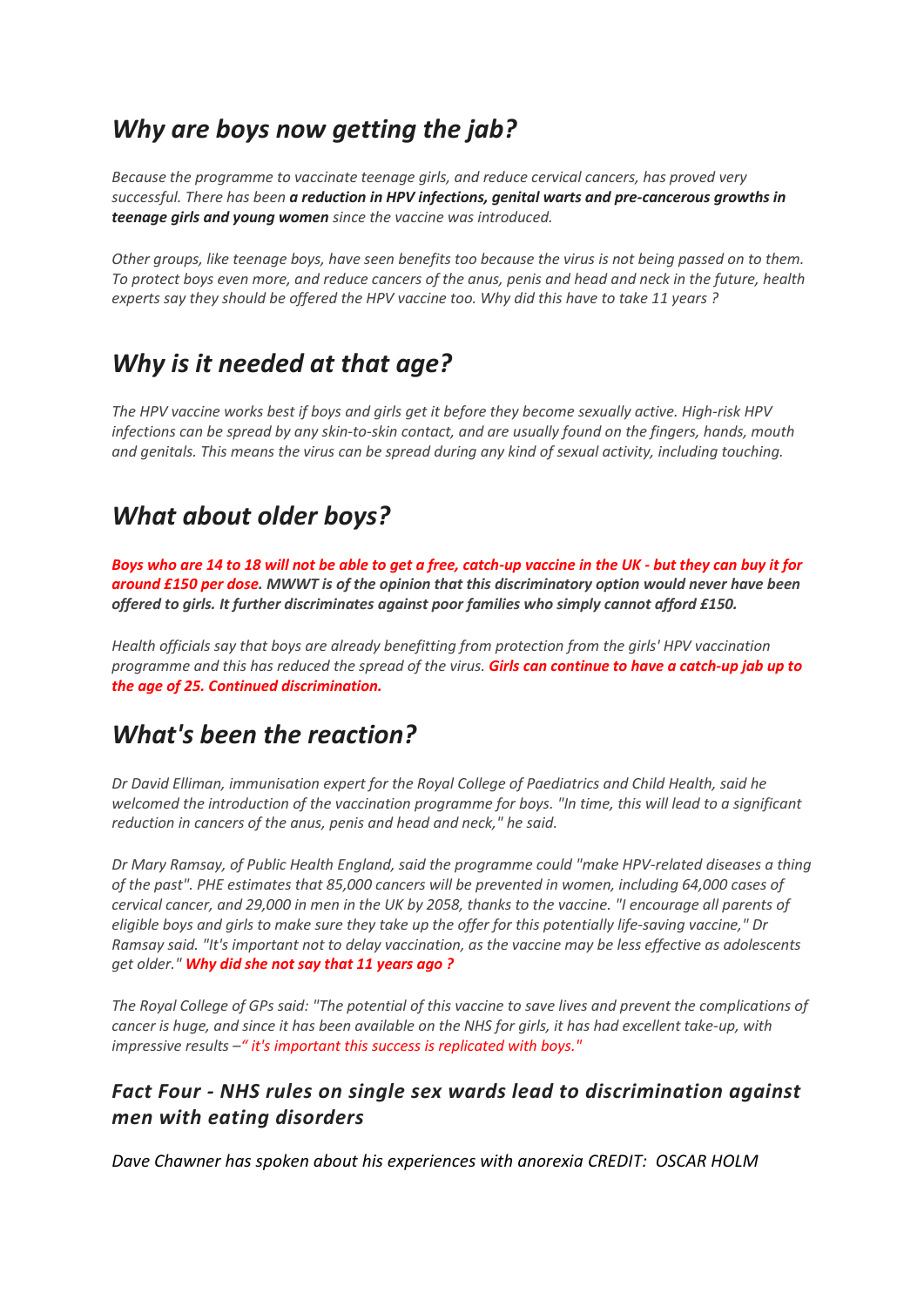## *Why are boys now getting the jab?*

*Because the programme to vaccinate teenage girls, and reduce cervical cancers, has proved very successful. There has been* ***a reduction in HPV infections, genital warts and pre-cancerous growths in teenage girls and young women*** *since the vaccine was introduced.*

*Other groups, like teenage boys, have seen benefits too because the virus is not being passed on to them. To protect boys even more, and reduce cancers of the anus, penis and head and neck in the future, health experts say they should be offered the HPV vaccine too. Why did this have to take 11 years ?*

## *Why is it needed at that age?*

*The HPV vaccine works best if boys and girls get it before they become sexually active. High-risk HPV infections can be spread by any skin-to-skin contact, and are usually found on the fingers, hands, mouth and genitals. This means the virus can be spread during any kind of sexual activity, including touching.*

## *What about older boys?*

***Boys who are 14 to 18 will not be able to get a free, catch-up vaccine in the UK - but they can buy it for around £150 per dose. MWWT is of the opinion that this discriminatory option would never have been offered to girls. It further discriminates against poor families who simply cannot afford £150.***

*Health officials say that boys are already benefitting from protection from the girls' HPV vaccination programme and this has reduced the spread of the virus.* ***Girls can continue to have a catch-up jab up to the age of 25. Continued discrimination.***

## *What's been the reaction?*

*Dr David Elliman, immunisation expert for the Royal College of Paediatrics and Child Health, said he welcomed the introduction of the vaccination programme for boys. "In time, this will lead to a significant reduction in cancers of the anus, penis and head and neck," he said.*

*Dr Mary Ramsay, of Public Health England, said the programme could "make HPV-related diseases a thing of the past". PHE estimates that 85,000 cancers will be prevented in women, including 64,000 cases of cervical cancer, and 29,000 in men in the UK by 2058, thanks to the vaccine. "I encourage all parents of eligible boys and girls to make sure they take up the offer for this potentially life-saving vaccine," Dr Ramsay said. "It's important not to delay vaccination, as the vaccine may be less effective as adolescents get older."* ***Why did she not say that 11 years ago ?***

*The Royal College of GPs said: "The potential of this vaccine to save lives and prevent the complications of cancer is huge, and since it has been available on the NHS for girls, it has had excellent take-up, with impressive results –" it's important this success is replicated with boys."*

### *Fact Four - NHS rules on single sex wards lead to discrimination against men with eating disorders*

*Dave Chawner has spoken about his experiences with anorexia CREDIT: OSCAR HOLM*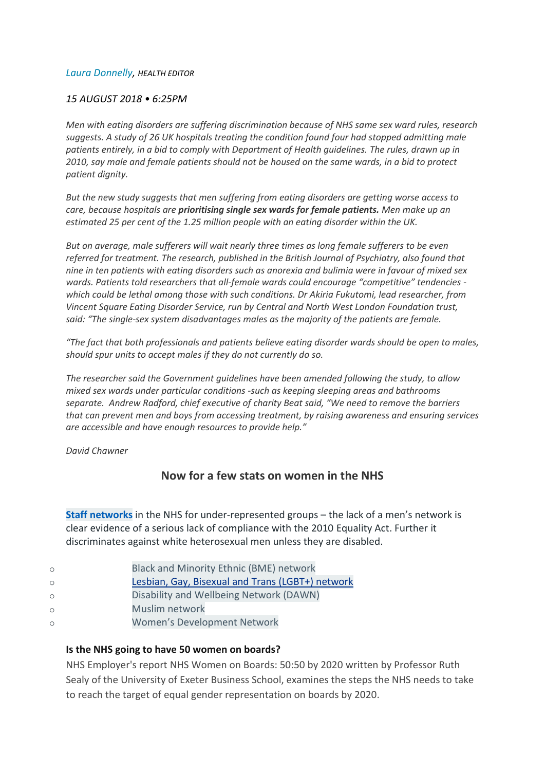*Laura Donnelly, HEALTH EDITOR*

*15 AUGUST 2018 • 6:25PM*

*Men with eating disorders are suffering discrimination because of NHS same sex ward rules, research suggests. A study of 26 UK hospitals treating the condition found four had stopped admitting male patients entirely, in a bid to comply with Department of Health guidelines. The rules, drawn up in 2010, say male and female patients should not be housed on the same wards, in a bid to protect patient dignity.*

*But the new study suggests that men suffering from eating disorders are getting worse access to care, because hospitals are* ***prioritising single sex wards for female patients.*** *Men make up an estimated 25 per cent of the 1.25 million people with an eating disorder within the UK.*

*But on average, male sufferers will wait nearly three times as long female sufferers to be even referred for treatment. The research, published in the British Journal of Psychiatry, also found that nine in ten patients with eating disorders such as anorexia and bulimia were in favour of mixed sex wards. Patients told researchers that all-female wards could encourage "competitive" tendencies - which could be lethal among those with such conditions. Dr Akiria Fukutomi, lead researcher, from Vincent Square Eating Disorder Service, run by Central and North West London Foundation trust, said: "The single-sex system disadvantages males as the majority of the patients are female.*

*"The fact that both professionals and patients believe eating disorder wards should be open to males, should spur units to accept males if they do not currently do so.*

*The researcher said the Government guidelines have been amended following the study, to allow mixed sex wards under particular conditions -such as keeping sleeping areas and bathrooms separate. Andrew Radford, chief executive of charity Beat said, "We need to remove the barriers that can prevent men and boys from accessing treatment, by raising awareness and ensuring services are accessible and have enough resources to provide help."*

*David Chawner*

## Now for a few stats on women in the NHS

**Staff networks** in the NHS for under-represented groups – the lack of a men's network is clear evidence of a serious lack of compliance with the 2010 Equality Act. Further it discriminates against white heterosexual men unless they are disabled.

- Black and Minority Ethnic (BME) network
- Lesbian, Gay, Bisexual and Trans (LGBT+) network
- Disability and Wellbeing Network (DAWN)
- Muslim network
- Women's Development Network

**Is the NHS going to have 50 women on boards?**

NHS Employer's report NHS Women on Boards: 50:50 by 2020 written by Professor Ruth Sealy of the University of Exeter Business School, examines the steps the NHS needs to take to reach the target of equal gender representation on boards by 2020.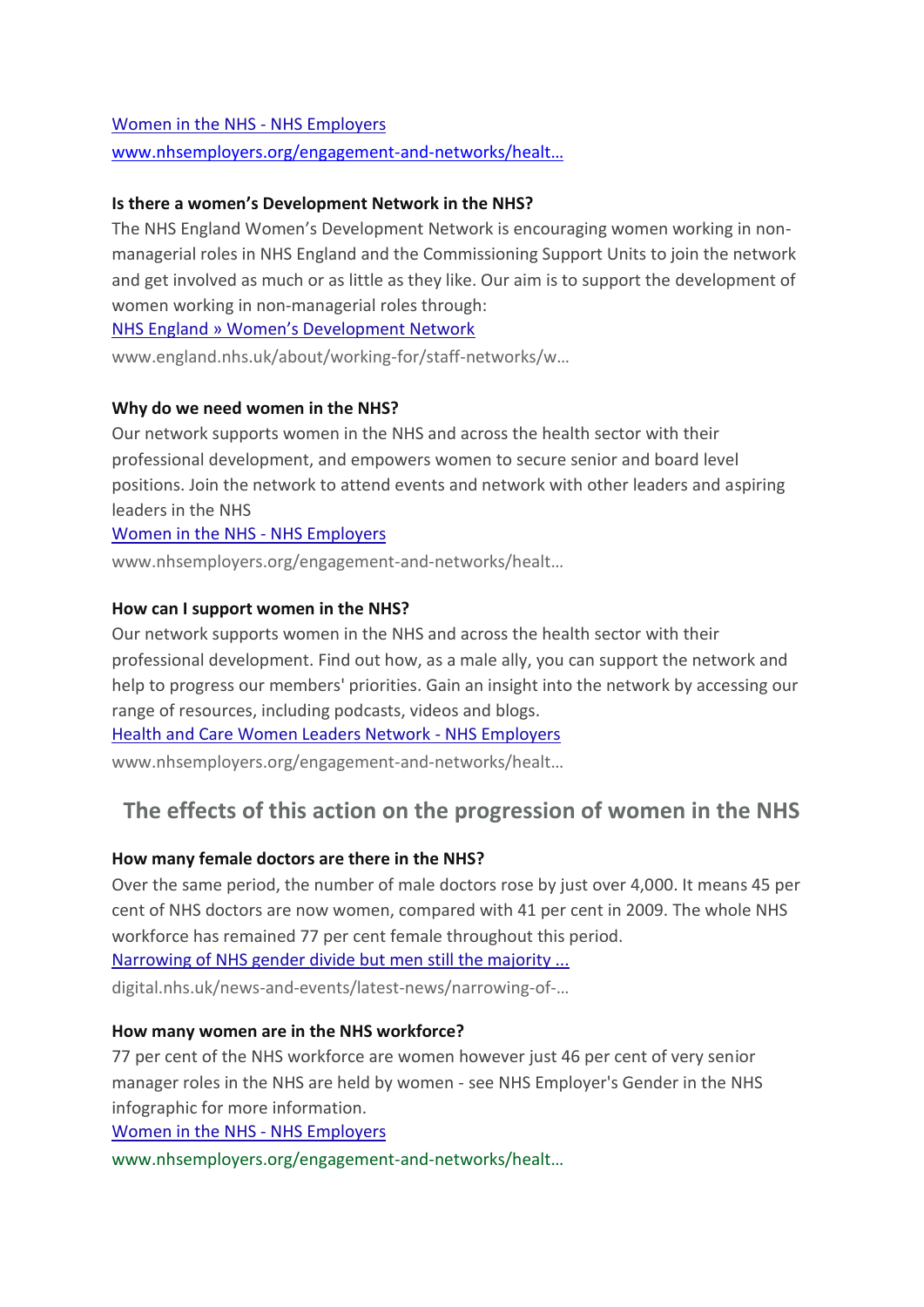[Women in the NHS - NHS Employers](www.nhsemployers.org/engagement-and-networks/healt…)

www.nhsemployers.org/engagement-and-networks/healt…

**Is there a women's Development Network in the NHS?**

The NHS England Women's Development Network is encouraging women working in non-managerial roles in NHS England and the Commissioning Support Units to join the network and get involved as much or as little as they like. Our aim is to support the development of women working in non-managerial roles through:

NHS England » Women's Development Network

www.england.nhs.uk/about/working-for/staff-networks/w…

**Why do we need women in the NHS?**

Our network supports women in the NHS and across the health sector with their professional development, and empowers women to secure senior and board level positions. Join the network to attend events and network with other leaders and aspiring leaders in the NHS

Women in the NHS - NHS Employers

www.nhsemployers.org/engagement-and-networks/healt…

**How can I support women in the NHS?**

Our network supports women in the NHS and across the health sector with their professional development. Find out how, as a male ally, you can support the network and help to progress our members' priorities. Gain an insight into the network by accessing our range of resources, including podcasts, videos and blogs.

Health and Care Women Leaders Network - NHS Employers

www.nhsemployers.org/engagement-and-networks/healt…

## The effects of this action on the progression of women in the NHS

**How many female doctors are there in the NHS?**

Over the same period, the number of male doctors rose by just over 4,000. It means 45 per cent of NHS doctors are now women, compared with 41 per cent in 2009. The whole NHS workforce has remained 77 per cent female throughout this period.

Narrowing of NHS gender divide but men still the majority ...

digital.nhs.uk/news-and-events/latest-news/narrowing-of-…

**How many women are in the NHS workforce?**

77 per cent of the NHS workforce are women however just 46 per cent of very senior manager roles in the NHS are held by women - see NHS Employer's Gender in the NHS infographic for more information.

Women in the NHS - NHS Employers

www.nhsemployers.org/engagement-and-networks/healt…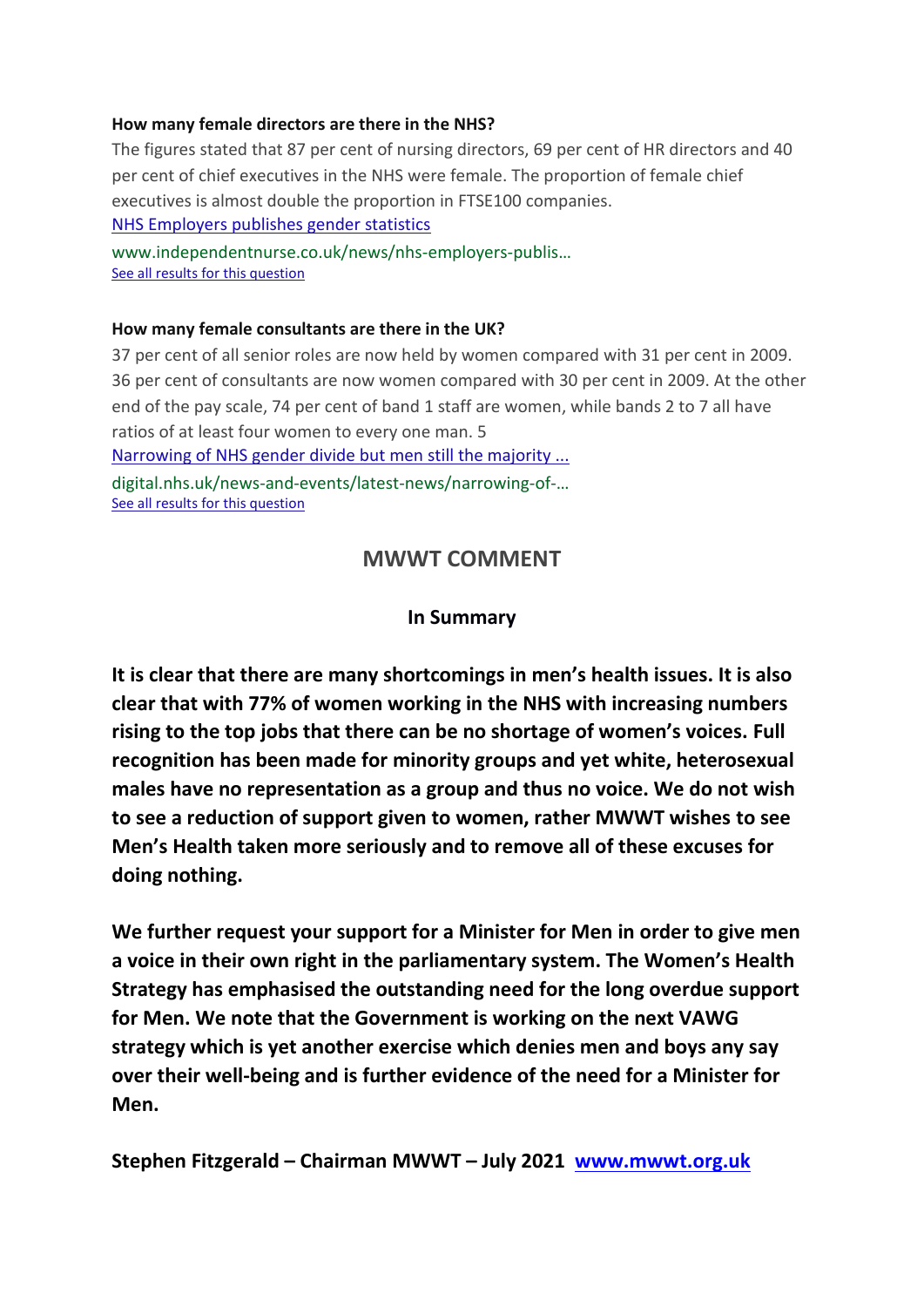**How many female directors are there in the NHS?**

The figures stated that 87 per cent of nursing directors, 69 per cent of HR directors and 40 per cent of chief executives in the NHS were female. The proportion of female chief executives is almost double the proportion in FTSE100 companies.

[NHS Employers publishes gender statistics](www.independentnurse.co.uk/news/nhs-employers-publis…)

www.independentnurse.co.uk/news/nhs-employers-publis…

[See all results for this question]()

**How many female consultants are there in the UK?**

37 per cent of all senior roles are now held by women compared with 31 per cent in 2009. 36 per cent of consultants are now women compared with 30 per cent in 2009. At the other end of the pay scale, 74 per cent of band 1 staff are women, while bands 2 to 7 all have ratios of at least four women to every one man. 5

[Narrowing of NHS gender divide but men still the majority ...](digital.nhs.uk/news-and-events/latest-news/narrowing-of-…)

digital.nhs.uk/news-and-events/latest-news/narrowing-of-…

[See all results for this question]()

## MWWT COMMENT

### In Summary

**It is clear that there are many shortcomings in men's health issues. It is also clear that with 77% of women working in the NHS with increasing numbers rising to the top jobs that there can be no shortage of women's voices. Full recognition has been made for minority groups and yet white, heterosexual males have no representation as a group and thus no voice. We do not wish to see a reduction of support given to women, rather MWWT wishes to see Men's Health taken more seriously and to remove all of these excuses for doing nothing.**

**We further request your support for a Minister for Men in order to give men a voice in their own right in the parliamentary system. The Women's Health Strategy has emphasised the outstanding need for the long overdue support for Men. We note that the Government is working on the next VAWG strategy which is yet another exercise which denies men and boys any say over their well-being and is further evidence of the need for a Minister for Men.**

**Stephen Fitzgerald – Chairman MWWT – July 2021 [www.mwwt.org.uk](www.mwwt.org.uk)**